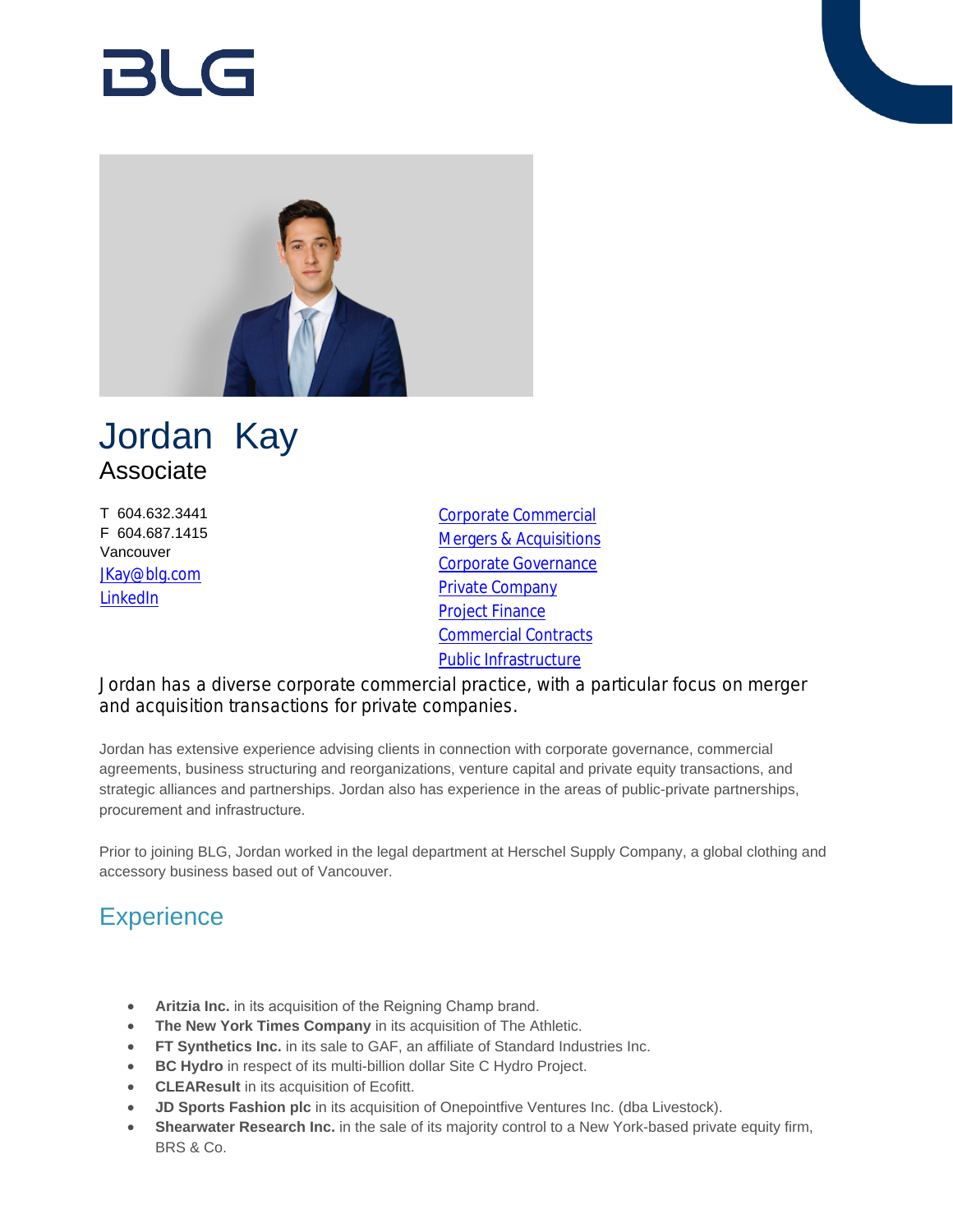BLG

# Jordan Kay

Associate

T 604.632.3441
F 604.687.1415
Vancouver
JKay@blg.com
LinkedIn

Corporate Commercial
Mergers & Acquisitions
Corporate Governance
Private Company
Project Finance
Commercial Contracts
Public Infrastructure

Jordan has a diverse corporate commercial practice, with a particular focus on merger and acquisition transactions for private companies.

Jordan has extensive experience advising clients in connection with corporate governance, commercial agreements, business structuring and reorganizations, venture capital and private equity transactions, and strategic alliances and partnerships. Jordan also has experience in the areas of public-private partnerships, procurement and infrastructure.

Prior to joining BLG, Jordan worked in the legal department at Herschel Supply Company, a global clothing and accessory business based out of Vancouver.

## Experience

- **Aritzia Inc.** in its acquisition of the Reigning Champ brand.
- **The New York Times Company** in its acquisition of The Athletic.
- **FT Synthetics Inc.** in its sale to GAF, an affiliate of Standard Industries Inc.
- **BC Hydro** in respect of its multi-billion dollar Site C Hydro Project.
- **CLEAResult** in its acquisition of Ecofitt.
- **JD Sports Fashion plc** in its acquisition of Onepointfive Ventures Inc. (dba Livestock).
- **Shearwater Research Inc.** in the sale of its majority control to a New York-based private equity firm, BRS & Co.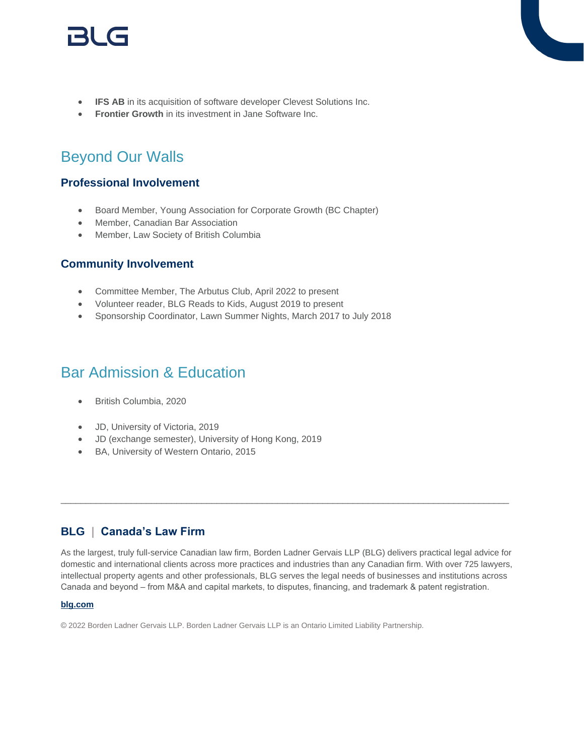- **IFS AB** in its acquisition of software developer Clevest Solutions Inc.
- **Frontier Growth** in its investment in Jane Software Inc.

## Beyond Our Walls

### Professional Involvement

- Board Member, Young Association for Corporate Growth (BC Chapter)
- Member, Canadian Bar Association
- Member, Law Society of British Columbia

### Community Involvement

- Committee Member, The Arbutus Club, April 2022 to present
- Volunteer reader, BLG Reads to Kids, August 2019 to present
- Sponsorship Coordinator, Lawn Summer Nights, March 2017 to July 2018

## Bar Admission & Education

- British Columbia, 2020

- JD, University of Victoria, 2019
- JD (exchange semester), University of Hong Kong, 2019
- BA, University of Western Ontario, 2015

---

### BLG | Canada's Law Firm

As the largest, truly full-service Canadian law firm, Borden Ladner Gervais LLP (BLG) delivers practical legal advice for domestic and international clients across more practices and industries than any Canadian firm. With over 725 lawyers, intellectual property agents and other professionals, BLG serves the legal needs of businesses and institutions across Canada and beyond – from M&A and capital markets, to disputes, financing, and trademark & patent registration.

**blg.com**

© 2022 Borden Ladner Gervais LLP. Borden Ladner Gervais LLP is an Ontario Limited Liability Partnership.